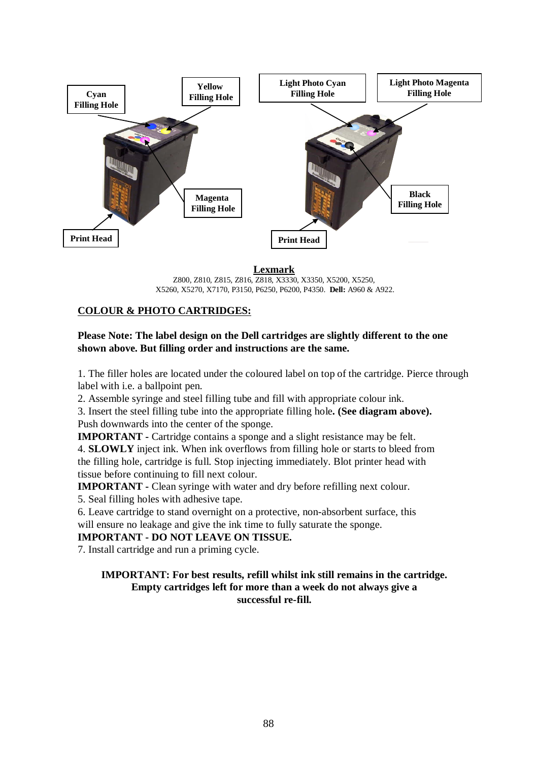Cyan Filling Hole

Yellow Filling Hole

Light Photo Cyan Filling Hole

Light Photo Magenta Filling Hole

Magenta Filling Hole

Black Filling Hole

Print Head

Print Head

**Lexmark**

Z800, Z810, Z815, Z816, Z818, X3330, X3350, X5200, X5250, X5260, X5270, X7170, P3150, P6250, P6200, P4350. **Dell:** A960 & A922.

## COLOUR & PHOTO CARTRIDGES:

**Please Note: The label design on the Dell cartridges are slightly different to the one shown above. But filling order and instructions are the same.**

1. The filler holes are located under the coloured label on top of the cartridge. Pierce through label with i.e. a ballpoint pen.
2. Assemble syringe and steel filling tube and fill with appropriate colour ink.
3. Insert the steel filling tube into the appropriate filling hole**. (See diagram above).** Push downwards into the center of the sponge.

**IMPORTANT** - Cartridge contains a sponge and a slight resistance may be felt.

4. **SLOWLY** inject ink. When ink overflows from filling hole or starts to bleed from the filling hole, cartridge is full. Stop injecting immediately. Blot printer head with tissue before continuing to fill next colour.

**IMPORTANT** - Clean syringe with water and dry before refilling next colour.

5. Seal filling holes with adhesive tape.
6. Leave cartridge to stand overnight on a protective, non-absorbent surface, this will ensure no leakage and give the ink time to fully saturate the sponge.

**IMPORTANT - DO NOT LEAVE ON TISSUE.**

7. Install cartridge and run a priming cycle.

**IMPORTANT: For best results, refill whilst ink still remains in the cartridge. Empty cartridges left for more than a week do not always give a successful re-fill.**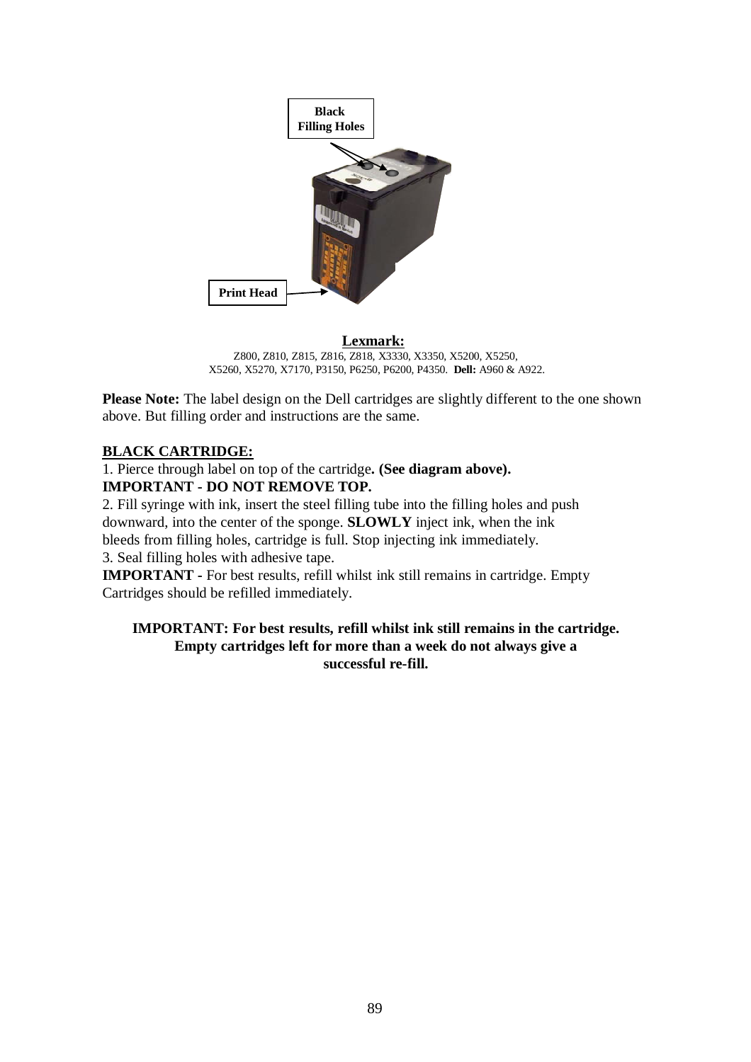Black
Filling Holes

Print Head

**Lexmark:**

Z800, Z810, Z815, Z816, Z818, X3330, X3350, X5200, X5250, X5260, X5270, X7170, P3150, P6250, P6200, P4350. **Dell:** A960 & A922.

**Please Note:** The label design on the Dell cartridges are slightly different to the one shown above. But filling order and instructions are the same.

**BLACK CARTRIDGE:**

1. Pierce through label on top of the cartridge**. (See diagram above).**
**IMPORTANT - DO NOT REMOVE TOP.**
2. Fill syringe with ink, insert the steel filling tube into the filling holes and push downward, into the center of the sponge. **SLOWLY** inject ink, when the ink bleeds from filling holes, cartridge is full. Stop injecting ink immediately.
3. Seal filling holes with adhesive tape.

**IMPORTANT -** For best results, refill whilst ink still remains in cartridge. Empty Cartridges should be refilled immediately.

**IMPORTANT: For best results, refill whilst ink still remains in the cartridge. Empty cartridges left for more than a week do not always give a successful re-fill.**